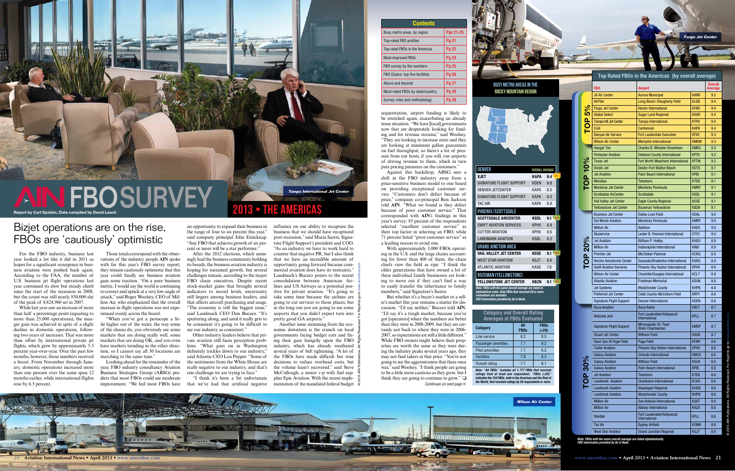# AIN FBO SURVEY

## 2013 • THE AMERICAS

Report by Curt Epstein, Data compiled by David Leach

Tampa International Jet Center

# Bizjet operations are on the rise, FBOs are 'cautiously' optimistic

For the FBO industry, business last year looked a lot like it did in 2011 as hopes for a significant resurgence in business aviation were pushed back again. According to the FAA, the number of U.S. business jet flight operations last year continued its slow but steady climb since the start of the recession in 2008, but the count was still nearly 850,000 shy of the peak of 4,824,960 set in 2007.

While last year saw an increase of more than half a percentage point (equating to more than 25,000 operations), the meager gain was achieved in spite of a slight decline in domestic operations, following two years of increases. That was more than offset by international private jet flights, which grew by approximately 5.5 percent year-over-year. Over the past few months, however, those numbers received a boost. From November through January, domestic operations increased more than one percent over the same span 12 months earlier, while international flights rose by 6.5 percent.

Those totals correspond with the observations of the industry people **AIN** spoke with for this year's FBO survey report; they remain cautiously optimistic that this year could finally see business aviation gain some traction. "On a pure business metric, I would say the world is continuing to correct and uptick at a very low angle of attack," said Roger Woolsey, CEO of Million Air, who emphasized that the overall increase in flight operations was not experienced evenly across the board.

"When you've got a periscope a little higher out of the water, the way some of the chains do, you obviously see some markets that are doing really well, some markets that are doing OK, and you even have markets trending in the other direction, so I cannot say all 30 locations are marching to the same tune."

Looking ahead for the remainder of the year, FBO industry consultancy Aviation Business Strategies Group (ABSG) predicts that most FBOs could see moderate improvement. "We feel most FBOs have an opportunity to expand their business in the range of four to six percent this year," said company principal John Enticknap. "Any FBO that achieves growth of six percent or more will be a star performer."

After the 2012 elections, which seemingly had the business community holding its breath, the business aviation industry is hoping for sustained growth, but several challenges remain, according to the major FBO chain executives. Despite recent stock-market gains that brought several indicators to record levels, uncertainty still lingers among business leaders, and that affects aircraft purchasing and usage. "The economy is still the biggest issue," said Landmark CEO Dan Bucaro. "It's sputtering along, and until it really gets to be consistent it's going to be difficult to see our industry as consistent."

Other industry leaders believe that private aviation still faces perception problems. "What goes on in Washington definitely trickles down to our industry," said Atlantic CEO Lou Pepper. "Some of the sentiments from the White House are really negative to our industry, and that's one challenge we are trying to face."

"I think it's been a bit unfortunate that we've had that artificial negative influence on our ability to recapture the business that we should have recaptured post-recession," said Maria Sastre, Signature Flight Support's president and COO. "As an industry we have to work hard to counter that negative PR, but I also think that we have an incredible amount of opportunity going forward because commercial aviation does have its restraints." Landmark's Bucaro points to the recent consolidation between American Airlines and US Airways as a potential positive for private aviation. "It's going to take some time because the airlines are going to cut services to those places, but in the long run you are going to see some airports that you didn't expect turn into pretty good GA airports."

Another issue stemming from the economic downturn is the crunch on local governments facing budget cuts and fixing their gaze hungrily upon the FBO industry, which has already weathered several years of belt tightening. "A lot of the FBOs have made difficult but wise decisions to reduce overhead costs, but the volume hasn't recovered," said Steve McCullough, a senior v-p with fuel supplier Epic Aviation. With the recent implementation of the mandated federal budget sequestration, airport funding is likely to be stretched again, exacerbating an already tense situation. "We have [local] governments now that are desperately looking for funding and for revenue streams," said Woolsey. "They are looking to increase rents and they are looking at minimum gallon guarantees on fuel throughput, so there's a lot of pressure from our hosts, if you will, our airports of driving revenue to them, which in turn puts pricing pressures on the customers."

Against this backdrop, ABSG sees a shift in the FBO industry away from a price-sensitive business model to one based on providing exceptional customer service. "Customers don't defect because of price," company co-principal Ron Jackson told **AIN**. "What we found is they defect because of poor customer service." That corresponded with **AIN**'s findings in this year's survey: 85 percent of the respondents selected "excellent customer service" as their top factor in selecting an FBO, while 71 percent listed "poor customer service" as a leading reason to avoid one.

With approximately 3,000 FBOs operating in the U.S. and the large chains accounting for fewer than 400 of them, the chain chiefs view the field as ripe. "I think the older generations that have owned a lot of these individual family businesses are looking to move out if they can't find a way to easily transfer the inheritance to family members," said Signature's Sastre.

But whether it's a buyer's market or a seller's market this year remains a matter for discussion. "I'd say neither," Bucaro told **AIN**. "I'd say it's a tough market, because you've got [operators] where the numbers are better than they were in 2008-2009, but they are certainly not back to where they were in 2006-2007, so expectations are still a little different." While FBO owners might believe their properties are worth the same as they were during the industry peaks several years ago, they may not find takers at that price. "You're not going to see the aggressiveness that there once was," said Woolsey. "I think people are going to be a little more cautious as they grow, but I think they are going to continue to grow." ❑

*Continues on next page ▶*

## Contents

| | |
|---|---|
| Busy metro areas, by region | Pgs 21-25 |
| Top-rated FBO profiles | Pg 21 |
| Top-rated FBOs in the Americas | Pg 22 |
| Most-improved FBOs | Pg 23 |
| FBO survey by the numbers | Pg 25 |
| FBO Chains: top five facilities | Pg 26 |
| Above and beyond | Pg 27 |
| Most-rated FBOs by state/country | Pg 28 |
| Survey rules and methodology | Pg 30 |

## BUSY METRO AREAS IN THE ROCKY MOUNTAIN REGION

| FBO | Airport | Overall Average |
|---|---|---|
| **DENVER** | | |
| **XJET** | **KAPA** | **9.4** |
| SIGNATURE FLIGHT SUPPORT | KDEN | 8.8 |
| DENVER JETCENTER | KAPA | 8.5 |
| SIGNATURE FLIGHT SUPPORT | KAPA | 8.3 |
| TAC AIR | KAPA | 8.0 |
| **PHOENIX/SCOTTSDALE** | | |
| **SCOTTSDALE AIRCENTER** | **KSDL** | **9.1** |
| SWIFT AVIATION SERVICES | KPHX | 8.9 |
| CUTTER AVIATION | KPHX | 8.6 |
| LANDMARK AVIATION | KSDL | 8.2 |
| **GRAND JUNCTION AREA** | | |
| **VAIL VALLEY JET CENTER** | **KEGE** | **9.1** |
| WEST STAR AVIATION | KGJT | 8.6 |
| ATLANTIC AVIATION | KASE | 7.6 |
| **BOZEMAN (YELLOWSTONE)** | | |
| **YELLOWSTONE JET CENTER** | **KBZN** | **9.1** |

*Note: FBOs with the same overall average are listed in alphabetical order. Only FBOs that received 20 or more evaluations are included.*
*FBO information provided by Ac-U-Kwik.*

## Category and Overall Rating Averages of FBOs Evaluated

| Category | All FBOs | FBOs (>20) |
|---|---|---|
| Line service | 8.2 | 8.5 |
| Passenger amenities | 7.7 | 8.2 |
| Pilot amenities | 7.7 | 8.2 |
| Facilities | 7.8 | 8.3 |
| Overall rating | 7.7 | 8.1 |

*Note: "All FBOs" includes all 1,777 FBOs that received ratings from at least one respondent. "FBOs (>20)" indicates the 154 FBOs, both in the Americas and the Rest of the World, that received ratings by 20 respondents or more.*

## Top Rated FBOs in the Americas (by overall average)

| | FBO | Airport | | Overall Average |
|---|---|---|---|---|
| TOP 5% | JA Air Center | Aurora Municipal | KARR | 9.5 |
| | AirFlite | Long Beach /Daugherty Field | KLGB | 9.4 |
| | Fargo Jet Center | Hector International | KFAR | 9.4 |
| | Global Select | Sugar Land Regional | KSGR | 9.4 |
| | Tampa Intl Jet Center | Tampa International | KTPA | 9.4 |
| | XJet | Centennial | KAPA | 9.4 |
| | Banyan Air Service | Fort Lauderdale Executive | KFXE | 9.3 |
| | Wilson Air Center | Memphis International | KMEM | 9.3 |
| TOP 10% | Hangar Ten | Charles B. Wheeler Downtown | KMKC | 9.2 |
| | Pentastar Aviation | Oakland County International | KPTK | 9.2 |
| | Texas Jet | Fort Worth Meacham International | KFTW | 9.2 |
| | Destin Jet | Destin-Fort Walton Beach | KDTS | 9.1 |
| | Jet Aviation | Palm Beach International | KPBI | 9.1 |
| | Meridian | Teterboro | KTEB | 9.1 |
| | Monterey Jet Center | Monterey Peninsula | KMRY | 9.1 |
| | Scottsdale AirCenter | Scottsdale | KSDL | 9.1 |
| | Vail Valley Jet Center | Eagle County Regional | KEGE | 9.1 |
| | Yellowstone Jet Center | Bozeman Yellowstone | KBZN | 9.1 |
| TOP 20% | Business Jet Center | Dallas Love Field | KDAL | 9.0 |
| | Del Monte Aviation | Monterey Peninsula | KMRY | 9.0 |
| | Million Air | Addison | KADS | 9.0 |
| | Skyservice | Lester B. Pearson International | CYYZ | 9.0 |
| | Jet Aviation | William P. Hobby | KHOU | 8.9 |
| | Million Air | Indianapolis International | KIND | 8.9 |
| | Premier Jet | McClellan-Palomar | KCRQ | 8.9 |
| | Rectrix Aerodrome Center | Sarasota/Bradenton International | KSRQ | 8.9 |
| | Swift Aviation Services | Phoenix Sky Harbor International | KPHX | 8.9 |
| | Wilson Air Center | Charlotte/Douglas International | KCLT | 8.9 |
| | Atlantic Aviation | Friedman Memorial | KSUN | 8.8 |
| | Jet Systems | Westchester County | KHPN | 8.8 |
| | Preferred Jet Center | Cobb County-McCollum Field | KRYY | 8.8 |
| | Signature Flight Support | Denver International | KDEN | 8.8 |
| TOP 30% | Boca Aviation | Boca Raton | KBCT | 8.7 |
| | National Jets | Fort Lauderdale/Hollywood International | KFLL | 8.7 |
| | Signature Flight Support | Minneapolis-St. Paul/ Wold-Chamberlain | KMSP | 8.7 |
| | Stuart Jet Center | Witham Field | KSUA | 8.7 |
| | Base Ops At Page Field | Page Field | KFMY | 8.6 |
| | Cutter Aviation | Phoenix Sky Harbor International | KPHX | 8.6 |
| | Galaxy Aviation | Orlando International | KMCO | 8.6 |
| | Galaxy Aviation | Witham Field | KSUA | 8.6 |
| | Galaxy Aviation | Palm Beach International | KPBI | 8.6 |
| | Jet Aviation | Teterboro | KTEB | 8.6 |
| | Landmark Aviation | Charleston International | KCHS | 8.6 |
| | Landmark Aviation | Waukegan Regional | KUGN | 8.6 |
| | Landmark Aviation | Westchester County | KHPN | 8.6 |
| | Million Air | San Antonio International | KSAT | 8.6 |
| | Million Air | Albany International | KALB | 8.6 |
| | Sheltair | Fort Lauderdale/Hollywood International | KFLL | 8.6 |
| | Tac Air | Eppley Airfield | KOMA | 8.6 |
| | West Star Aviation | Grand Junction Regional | KGJT | 8.6 |

*Note: FBOs with the same overall average are listed alphabetically.*
*FBO information provided by Ac-U-Kwik.*

Fargo Jet Center

Wilson Air Center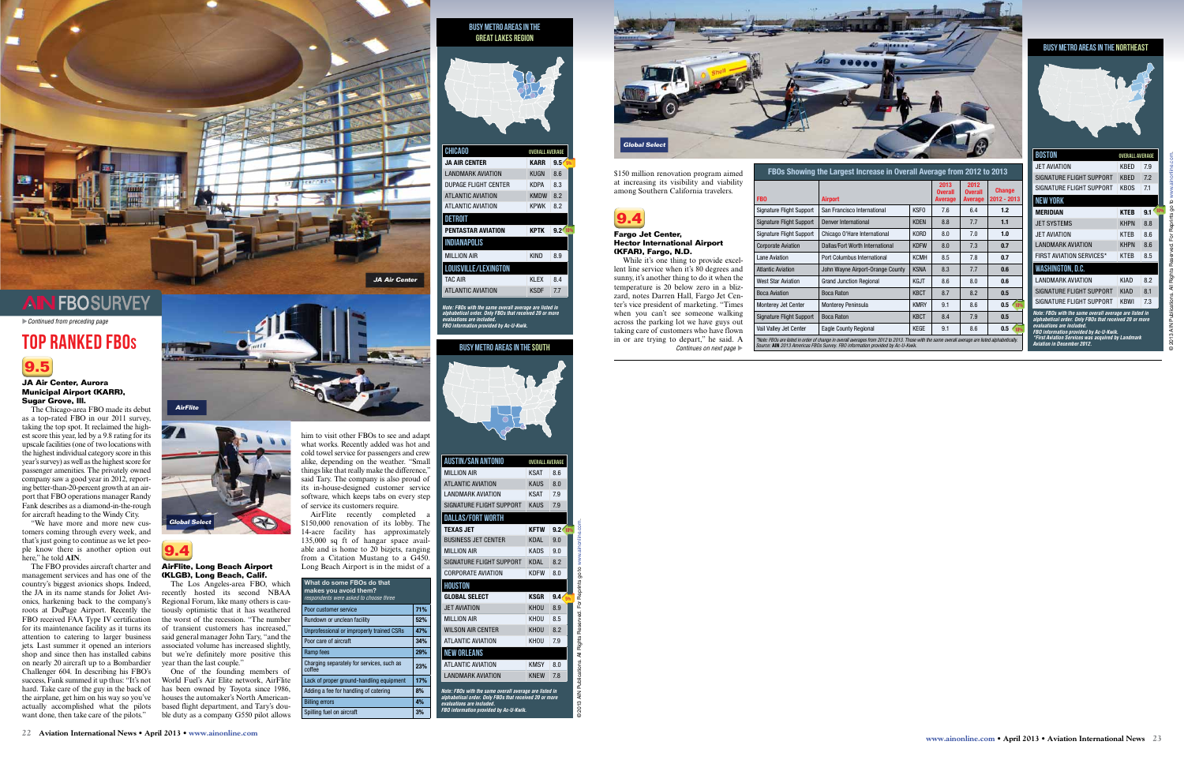# AIN FBO SURVEY

▶ Continued from preceding page

## TOP RANKED FBOs

**9.5**

### JA Air Center, Aurora Municipal Airport (KARR), Sugar Grove, Ill.

The Chicago-area FBO made its debut as a top-rated FBO in our 2011 survey, taking the top spot. It reclaimed the highest score this year, led by a 9.8 rating for its upscale facilities (one of two locations with the highest individual category score in this year's survey) as well as the highest score for passenger amenities. The privately owned company saw a good year in 2012, reporting better-than-20-percent growth at an airport that FBO operations manager Randy Fank describes as a diamond-in-the-rough for aircraft heading to the Windy City.

"We have more and more new customers coming through every week, and that's just going to continue as we let people know there is another option out here," he told **AIN**.

The FBO provides aircraft charter and management services and has one of the country's biggest avionics shops. Indeed, the JA in its name stands for Joliet Avionics, harkening back to the company's roots at DuPage Airport. Recently the FBO received FAA Type IV certification for its maintenance facility as it turns its attention to catering to larger business jets. Last summer it opened an interiors shop and since then has installed cabins on nearly 20 aircraft up to a Bombardier Challenger 604. In describing his FBO's success, Fank summed it up thus: "It's not hard. Take care of the guy in the back of the airplane, get him on his way so you've actually accomplished what the pilots want done, then take care of the pilots."

*JA Air Center*

*AirFlite*

*Global Select*

**9.4**

### AirFlite, Long Beach Airport (KLGB), Long Beach, Calif.

The Los Angeles-area FBO, which recently hosted its second NBAA Regional Forum, like many others is cautiously optimistic that it has weathered the worst of the recession. "The number of transient customers has increased," said general manager John Tary, "and the associated volume has increased slightly, but we're definitely more positive this year than the last couple."

One of the founding members of World Fuel's Air Elite network, AirFlite has been owned by Toyota since 1986, houses the automaker's North American-based flight department, and Tary's double duty as a company G550 pilot allows him to visit other FBOs to see and adapt what works. Recently added was hot and cold towel service for passengers and crew alike, depending on the weather. "Small things like that really make the difference," said Tary. The company is also proud of its in-house-designed customer service software, which keeps tabs on every step of service its customers require.

AirFlite recently completed a $150,000 renovation of its lobby. The 14-acre facility has approximately 135,000 sq ft of hangar space available and is home to 20 bizjets, ranging from a Citation Mustang to a G450. Long Beach Airport is in the midst of a $150 million renovation program aimed at increasing its visibility and viability among Southern California travelers.

| What do some FBOs do that makes you avoid them? *respondents were asked to choose three* | |
|---|---|
| Poor customer service | 71% |
| Rundown or unclean facility | 52% |
| Unprofessional or improperly trained CSRs | 47% |
| Poor care of aircraft | 34% |
| Ramp fees | 29% |
| Charging separately for services, such as coffee | 23% |
| Lack of proper ground-handling equipment | 17% |
| Adding a fee for handling of catering | 8% |
| Billing errors | 4% |
| Spilling fuel on aircraft | 3% |

**9.4**

### Fargo Jet Center, Hector International Airport (KFAR), Fargo, N.D.

While it's one thing to provide excellent line service when it's 80 degrees and sunny, it's another thing to do it when the temperature is 20 below zero in a blizzard, notes Darren Hall, Fargo Jet Center's vice president of marketing. "Times when you can't see someone walking across the parking lot we have guys out taking care of customers who have flown in or are trying to depart," he said. A

Continues on next page ▶

### BUSY METRO AREAS IN THE GREAT LAKES REGION

| CHICAGO | | OVERALL AVERAGE |
|---|---|---|
| **JA AIR CENTER** | **KARR** | **9.5** (5%) |
| LANDMARK AVIATION | KUGN | 8.6 |
| DUPAGE FLIGHT CENTER | KDPA | 8.3 |
| ATLANTIC AVIATION | KMDW | 8.2 |
| ATLANTIC AVIATION | KPWK | 8.2 |
| **DETROIT** | | |
| **PENTASTAR AVIATION** | **KPTK** | **9.2** (10%) |
| **INDIANAPOLIS** | | |
| MILLION AIR | KIND | 8.9 |
| **LOUISVILLE/LEXINGTON** | | |
| TAC AIR | KLEX | 8.4 |
| ATLANTIC AVIATION | KSDF | 7.7 |

*Note: FBOs with the same overall average are listed in alphabetical order. Only FBOs that received 20 or more evaluations are included. FBO information provided by Ac-U-Kwik.*

### BUSY METRO AREAS IN THE SOUTH

| AUSTIN/SAN ANTONIO | | OVERALL AVERAGE |
|---|---|---|
| MILLION AIR | KSAT | 8.6 |
| ATLANTIC AVIATION | KAUS | 8.0 |
| LANDMARK AVIATION | KSAT | 7.9 |
| SIGNATURE FLIGHT SUPPORT | KAUS | 7.9 |
| **DALLAS/FORT WORTH** | | |
| **TEXAS JET** | **KFTW** | **9.2** (10%) |
| BUSINESS JET CENTER | KDAL | 9.0 |
| MILLION AIR | KADS | 9.0 |
| SIGNATURE FLIGHT SUPPORT | KDAL | 8.2 |
| CORPORATE AVIATION | KDFW | 8.0 |
| **HOUSTON** | | |
| **GLOBAL SELECT** | **KSGR** | **9.4** (5%) |
| JET AVIATION | KHOU | 8.9 |
| MILLION AIR | KHOU | 8.5 |
| WILSON AIR CENTER | KHOU | 8.2 |
| ATLANTIC AVIATION | KHOU | 7.9 |
| **NEW ORLEANS** | | |
| ATLANTIC AVIATION | KMSY | 8.0 |
| LANDMARK AVIATION | KNEW | 7.8 |

*Note: FBOs with the same overall average are listed in alphabetical order. Only FBOs that received 20 or more evaluations are included. FBO information provided by Ac-U-Kwik.*

### FBOs Showing the Largest Increase in Overall Average from 2012 to 2013

| FBO | Airport | | 2013 Overall Average | 2012 Overall Average | Change 2012 - 2013 |
|---|---|---|---|---|---|
| Signature Flight Support | San Francisco International | KSFO | 7.6 | 6.4 | 1.2 |
| Signature Flight Support | Denver International | KDEN | 8.8 | 7.7 | 1.1 |
| Signature Flight Support | Chicago O'Hare International | KORD | 8.0 | 7.0 | 1.0 |
| Corporate Aviation | Dallas/Fort Worth International | KDFW | 8.0 | 7.3 | 0.7 |
| Lane Aviation | Port Columbus International | KCMH | 8.5 | 7.8 | 0.7 |
| Atlantic Aviation | John Wayne Airport-Orange County | KSNA | 8.3 | 7.7 | 0.6 |
| West Star Aviation | Grand Junction Regional | KGJT | 8.6 | 8.0 | 0.6 |
| Boca Aviation | Boca Raton | KBCT | 8.7 | 8.2 | 0.5 |
| Monterey Jet Center | Monterey Peninsula | KMRY | 9.1 | 8.6 | 0.5 (10%) |
| Signature Flight Support | Boca Raton | KBCT | 8.4 | 7.9 | 0.5 |
| Vail Valley Jet Center | Eagle County Regional | KEGE | 9.1 | 8.6 | 0.5 (10%) |

*Note: FBOs are listed in order of change in overall averages from 2012 to 2013. Those with the same overall average are listed alphabetically. Source: **AIN** 2013 Americas FBOs Survey. FBO information provided by Ac-U-Kwik.*

### BUSY METRO AREAS IN THE NORTHEAST

| BOSTON | | OVERALL AVERAGE |
|---|---|---|
| JET AVIATION | KBED | 7.9 |
| SIGNATURE FLIGHT SUPPORT | KBED | 7.2 |
| SIGNATURE FLIGHT SUPPORT | KBOS | 7.1 |
| **NEW YORK** | | |
| **MERIDIAN** | **KTEB** | **9.1** (10%) |
| JET SYSTEMS | KHPN | 8.8 |
| JET AVIATION | KTEB | 8.6 |
| LANDMARK AVIATION | KHPN | 8.6 |
| FIRST AVIATION SERVICES* | KTEB | 8.5 |
| **WASHINGTON, D.C.** | | |
| LANDMARK AVIATION | KIAD | 8.2 |
| SIGNATURE FLIGHT SUPPORT | KIAD | 8.1 |
| SIGNATURE FLIGHT SUPPORT | KBWI | 7.3 |

*Note: FBOs with the same overall average are listed in alphabetical order. Only FBOs that received 20 or more evaluations are included. FBO information provided by Ac-U-Kwik. *First Aviation Services was acquired by Landmark Aviation in December 2012.*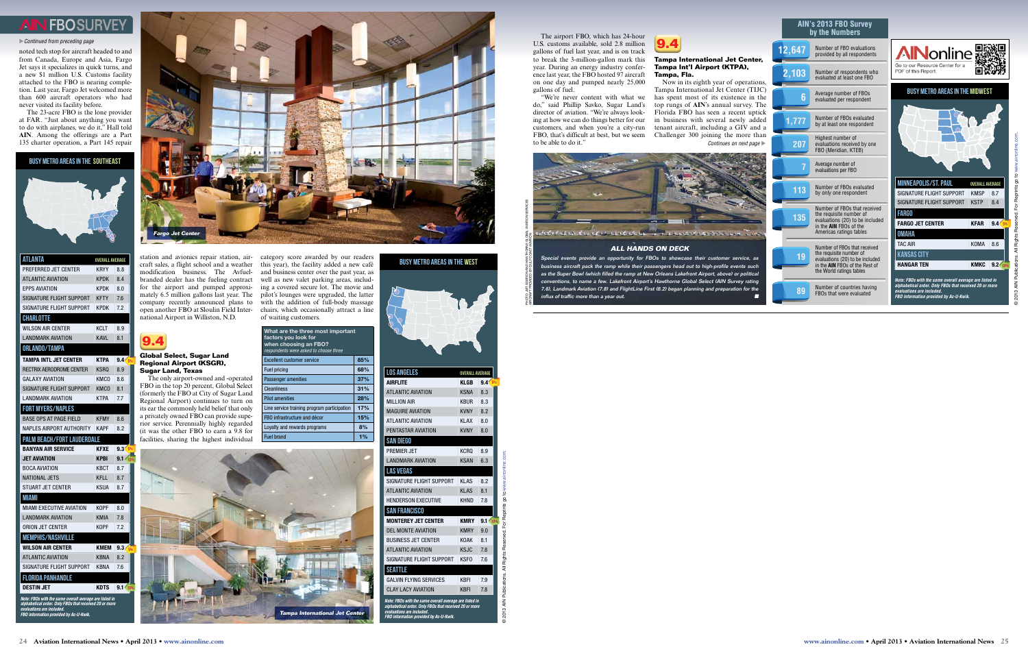# AIN FBO SURVEY

*Continued from preceding page*

noted tech stop for aircraft headed to and from Canada, Europe and Asia, Fargo Jet says it specializes in quick turns, and a new $1 million U.S. Customs facility attached to the FBO is nearing completion. Last year, Fargo Jet welcomed more than 600 aircraft operators who had never visited its facility before.

The 23-acre FBO is the lone provider at FAR. "Just about anything you want to do with airplanes, we do it," Hall told **AIN**. Among the offerings are a Part 135 charter operation, a Part 145 repair station and avionics repair station, aircraft sales, a flight school and a weather modification business. The Avfuel-branded dealer has the fueling contract for the airport and pumped approximately 6.5 million gallons last year. The company recently announced plans to open another FBO at Sloulin Field International Airport in Williston, N.D.

Fargo Jet Center

## 9.4 Global Select, Sugar Land Regional Airport (KSGR), Sugar Land, Texas

The only airport-owned and -operated FBO in the top 20 percent, Global Select (formerly the FBO at City of Sugar Land Regional Airport) continues to turn on its ear the commonly held belief that only a privately owned FBO can provide superior service. Perennially highly regarded (it was the other FBO to earn a 9.8 for facilities, sharing the highest individual category score awarded by our readers this year), the facility added a new café and business center over the past year, as well as new valet parking areas, including a covered secure lot. The movie and pilot's lounges were upgraded, the latter with the addition of full-body massage chairs, which occasionally attract a line of waiting customers.

| What are the three most important factors you look for when choosing an FBO? *respondents were asked to choose three* | |
|---|---|
| Excellent customer service | 85% |
| Fuel pricing | 68% |
| Passenger amenities | 37% |
| Cleanliness | 31% |
| Pilot amenities | 28% |
| Line service training program participation | 17% |
| FBO infrastructure and décor | 15% |
| Loyalty and rewards programs | 8% |
| Fuel brand | 1% |

Tampa International Jet Center

The airport FBO, which has 24-hour U.S. customs available, sold 2.8 million gallons of fuel last year and is on track to break the 3-million-gallon mark this year. During an energy industry conference last year, the FBO hosted 97 aircraft on one day and pumped nearly 25,000 gallons of fuel.

"We're never content with what we do," said Phillip Savko, Sugar Land's director of aviation. "We're always looking at how we can do things better for our customers, and when you're a city-run FBO, that's difficult at best, but we seem to be able to do it."

## 9.4 Tampa International Jet Center, Tampa Int'l Airport (KTPA), Tampa, Fla.

Now in its eighth year of operations, Tampa International Jet Center (TIJC) has spent most of its existence in the top rungs of **AIN**'s annual survey. The Florida FBO has seen a recent uptick in business with several newly added tenant aircraft, including a GIV and a Challenger 300 joining the more than

*Continues on next page*

**ALL HANDS ON DECK**

*Special events provide an opportunity for FBOs to showcase their customer service, as business aircraft pack the ramp while their passengers head out to high-profile events such as the Super Bowl (which filled the ramp at New Orleans Lakefront Airport, above) or political conventions, to name a few. Lakefront Airport's Hawthorne Global Select (AIN Survey rating 7.6), Landmark Aviation (7.8) and FlightLine First (8.2) began planning and preparation for the influx of traffic more than a year out.*

## BUSY METRO AREAS IN THE SOUTHEAST

| ATLANTA | | OVERALL AVERAGE |
|---|---|---|
| PREFERRED JET CENTER | KRYY | 8.8 |
| ATLANTIC AVIATION | KPDK | 8.4 |
| EPPS AVIATION | KPDK | 8.0 |
| SIGNATURE FLIGHT SUPPORT | KFTY | 7.6 |
| SIGNATURE FLIGHT SUPPORT | KPDK | 7.2 |
| **CHARLOTTE** | | |
| WILSON AIR CENTER | KCLT | 8.9 |
| LANDMARK AVIATION | KAVL | 8.1 |
| **ORLANDO/TAMPA** | | |
| **TAMPA INTL JET CENTER** | **KTPA** | **9.4** (5%) |
| RECTRIX AERODROME CENTER | KSRQ | 8.9 |
| GALAXY AVIATION | KMCO | 8.6 |
| SIGNATURE FLIGHT SUPPORT | KMCO | 8.1 |
| LANDMARK AVIATION | KTPA | 7.7 |
| **FORT MYERS/NAPLES** | | |
| BASE OPS AT PAGE FIELD | KFMY | 8.6 |
| NAPLES AIRPORT AUTHORITY | KAPF | 8.2 |
| **PALM BEACH/FORT LAUDERDALE** | | |
| **BANYAN AIR SERVICE** | **KFXE** | **9.3** (5%) |
| **JET AVIATION** | **KPBI** | **9.1** (10%) |
| BOCA AVIATION | KBCT | 8.7 |
| NATIONAL JETS | KFLL | 8.7 |
| STUART JET CENTER | KSUA | 8.7 |
| **MIAMI** | | |
| MIAMI EXECUTIVE AVIATION | KOPF | 8.0 |
| LANDMARK AVIATION | KMIA | 7.8 |
| ORION JET CENTER | KOPF | 7.2 |
| **MEMPHIS/NASHVILLE** | | |
| **WILSON AIR CENTER** | **KMEM** | **9.3** (5%) |
| ATLANTIC AVIATION | KBNA | 8.2 |
| SIGNATURE FLIGHT SUPPORT | KBNA | 7.6 |
| **FLORIDA PANHANDLE** | | |
| **DESTIN JET** | **KDTS** | **9.1** (10%) |

*Note: FBOs with the same overall average are listed in alphabetical order. Only FBOs that received 20 or more evaluations are included. FBO information provided by Ac-U-Kwik.*

## BUSY METRO AREAS IN THE WEST

| LOS ANGELES | | OVERALL AVERAGE |
|---|---|---|
| **AIRFLITE** | **KLGB** | **9.4** (5%) |
| ATLANTIC AVIATION | KSNA | 8.3 |
| MILLION AIR | KBUR | 8.3 |
| MAGUIRE AVIATION | KVNY | 8.2 |
| ATLANTIC AVIATION | KLAX | 8.0 |
| PENTASTAR AVIATION | KVNY | 8.0 |
| **SAN DIEGO** | | |
| PREMIER JET | KCRQ | 8.9 |
| LANDMARK AVIATION | KSAN | 6.3 |
| **LAS VEGAS** | | |
| SIGNATURE FLIGHT SUPPORT | KLAS | 8.2 |
| ATLANTIC AVIATION | KLAS | 8.1 |
| HENDERSON EXECUTIVE | KHND | 7.8 |
| **SAN FRANCISCO** | | |
| **MONTEREY JET CENTER** | **KMRY** | **9.1** (10%) |
| DEL MONTE AVIATION | KMRY | 9.0 |
| BUSINESS JET CENTER | KOAK | 8.1 |
| ATLANTIC AVIATION | KSJC | 7.8 |
| SIGNATURE FLIGHT SUPPORT | KSFO | 7.6 |
| **SEATTLE** | | |
| GALVIN FLYING SERVICES | KBFI | 7.9 |
| CLAY LACY AVIATION | KBFI | 7.8 |

*Note: FBOs with the same overall average are listed in alphabetical order. Only FBOs that received 20 or more evaluations are included. FBO information provided by Ac-U-Kwik.*

## AIN's 2013 FBO Survey by the Numbers

| | |
|---|---|
| 12,647 | Number of FBO evaluations provided by all respondents |
| 2,103 | Number of respondents who evaluated at least one FBO |
| 6 | Average number of FBOs evaluated per respondent |
| 1,777 | Number of FBOs evaluated by at least one respondent |
| 207 | Highest number of evaluations received by one FBO (Meridian, KTEB) |
| 7 | Average number of evaluations per FBO |
| 113 | Number of FBOs evaluated by only one respondent |
| 135 | Number of FBOs that received the requisite number of evaluations (20) to be included in the **AIN** FBOs of the Americas ratings tables |
| 19 | Number of FBOs that received the requisite number of evaluations (20) to be included in the **AIN** FBOs of the Rest of the World ratings tables |
| 89 | Number of countries having FBOs that were evaluated |

AINonline — Go to our Resource Center for a PDF of this Report.

## BUSY METRO AREAS IN THE MIDWEST

| MINNEAPOLIS/ST. PAUL | | OVERALL AVERAGE |
|---|---|---|
| SIGNATURE FLIGHT SUPPORT | KMSP | 8.7 |
| SIGNATURE FLIGHT SUPPORT | KSTP | 8.4 |
| **FARGO** | | |
| **FARGO JET CENTER** | **KFAR** | **9.4** (5%) |
| **OMAHA** | | |
| TAC AIR | KOMA | 8.6 |
| **KANSAS CITY** | | |
| **HANGAR TEN** | **KMKC** | **9.2** (10%) |

*Note: FBOs with the same overall average are listed in alphabetical order. Only FBOs that received 20 or more evaluations are included. FBO information provided by Ac-U-Kwik.*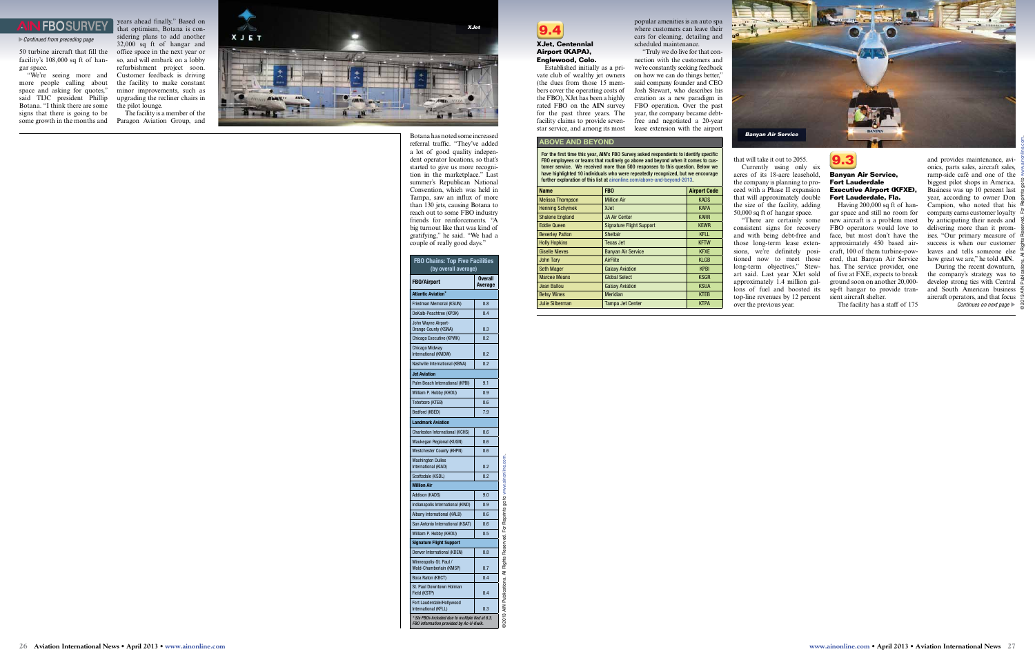*Continued from preceding page*

50 turbine aircraft that fill the facility's 108,000 sq ft of hangar space.

"We're seeing more and more people calling about space and asking for quotes," said TIJC president Phillip Botana. "I think there are some signs that there is going to be some growth in the months and years ahead finally." Based on that optimism, Botana is considering plans to add another 32,000 sq ft of hangar and office space in the next year or so, and will embark on a lobby refurbishment project soon. Customer feedback is driving the facility to make constant minor improvements, such as upgrading the recliner chairs in the pilot lounge.

The facility is a member of the Paragon Aviation Group, and Botana has noted some increased referral traffic. "They've added a lot of good quality independent operator locations, so that's started to give us more recognition in the marketplace." Last summer's Republican National Convention, which was held in Tampa, saw an influx of more than 130 jets, causing Botana to reach out to some FBO industry friends for reinforcements. "A big turnout like that was kind of gratifying," he said. "We had a couple of really good days."

*XJet*

| FBO Chains: Top Five Facilities (by overall average) | |
|---|---|
| **FBO/Airport** | **Overall Average** |
| **Atlantic Aviation*** | |
| Friedman Memorial (KSUN) | 8.8 |
| DeKalb-Peachtree (KPDK) | 8.4 |
| John Wayne Airport-Orange County (KSNA) | 8.3 |
| Chicago Executive (KPWK) | 8.2 |
| Chicago Midway International (KMDW) | 8.2 |
| Nashville International (KBNA) | 8.2 |
| **Jet Aviation** | |
| Palm Beach International (KPBI) | 9.1 |
| William P. Hobby (KHOU) | 8.9 |
| Teterboro (KTEB) | 8.6 |
| Bedford (KBED) | 7.9 |
| **Landmark Aviation** | |
| Charleston International (KCHS) | 8.6 |
| Waukegan Regional (KUGN) | 8.6 |
| Westchester County (KHPN) | 8.6 |
| Washington Dulles International (KIAD) | 8.2 |
| Scottsdale (KSDL) | 8.2 |
| **Million Air** | |
| Addison (KADS) | 9.0 |
| Indianapolis International (KIND) | 8.9 |
| Albany International (KALB) | 8.6 |
| San Antonio International (KSAT) | 8.6 |
| William P. Hobby (KHOU) | 8.5 |
| **Signature Flight Support** | |
| Denver International (KDEN) | 8.8 |
| Minneapolis-St. Paul / Wold-Chamberlain (KMSP) | 8.7 |
| Boca Raton (KBCT) | 8.4 |
| St. Paul Downtown Holman Field (KSTP) | 8.4 |
| Fort Lauderdale/Hollywood International (KFLL) | 8.3 |

*\* Six FBOs included due to multiple tied at 8.2. FBO information provided by Ac-U-Kwik.*

## 9.4

### XJet, Centennial Airport (KAPA), Englewood, Colo.

Established initially as a private club of wealthy jet owners (the dues from those 15 members cover the operating costs of the FBO), XJet has been a highly rated FBO on the **AIN** survey for the past three years. The facility claims to provide seven-star service, and among its most popular amenities is an auto spa where customers can leave their cars for cleaning, detailing and scheduled maintenance.

"Truly we do live for that connection with the customers and we're constantly seeking feedback on how we can do things better," said company founder and CEO Josh Stewart, who describes his creation as a new paradigm in FBO operation. Over the past year, the company became debt-free and negotiated a 20-year lease extension with the airport that will take it out to 2055.

Currently using only six acres of its 18-acre leasehold, the company is planning to proceed with a Phase II expansion that will approximately double the size of the facility, adding 50,000 sq ft of hangar space.

"There are certainly some consistent signs for recovery and with being debt-free and those long-term lease extensions, we're definitely positioned now to meet those long-term objectives," Stewart said. Last year XJet sold approximately 1.4 million gallons of fuel and boosted its top-line revenues by 12 percent over the previous year.

### ABOVE AND BEYOND

For the first time this year, **AIN**'s FBO Survey asked respondents to identify specific FBO employees or teams that routinely go above and beyond when it comes to customer service. We received more than 500 responses to this question. Below we have highlighted 10 individuals who were repeatedly recognized, but we encourage further exploration of this list at ainonline.com/above-and-beyond-2013.

| Name | FBO | Airport Code |
|---|---|---|
| Melissa Thompson | Million Air | KADS |
| Henning Schymek | XJet | KAPA |
| Shalene England | JA Air Center | KARR |
| Eddie Queen | Signature Flight Support | KEWR |
| Beverley Patton | Sheltair | KFLL |
| Holly Hopkins | Texas Jet | KFTW |
| Giselle Nieves | Banyan Air Service | KFXE |
| John Tary | AirFlite | KLGB |
| Seth Mager | Galaxy Aviation | KPBI |
| Marcee Means | Global Select | KSGR |
| Jean Ballou | Galaxy Aviation | KSUA |
| Betsy Wines | Meridian | KTEB |
| Julie Silberman | Tampa Jet Center | KTPA |

*Banyan Air Service*

## 9.3

### Banyan Air Service, Fort Lauderdale Executive Airport (KFXE), Fort Lauderdale, Fla.

Having 200,000 sq ft of hangar space and still no room for new aircraft is a problem most FBO operators would love to face, but most don't have the approximately 450 based aircraft, 100 of them turbine-powered, that Banyan Air Service has. The service provider, one of five at FXE, expects to break ground soon on another 20,000-sq-ft hangar to provide transient aircraft shelter.

The facility has a staff of 175 and provides maintenance, avionics, parts sales, aircraft sales, ramp-side café and one of the biggest pilot shops in America. Business was up 10 percent last year, according to owner Don Campion, who noted that his company earns customer loyalty by anticipating their needs and delivering more than it promises. "Our primary measure of success is when our customer leaves and tells someone else how great we are," he told **AIN**.

During the recent downturn, the company's strategy was to develop strong ties with Central and South American business aircraft operators, and that focus

*Continues on next page*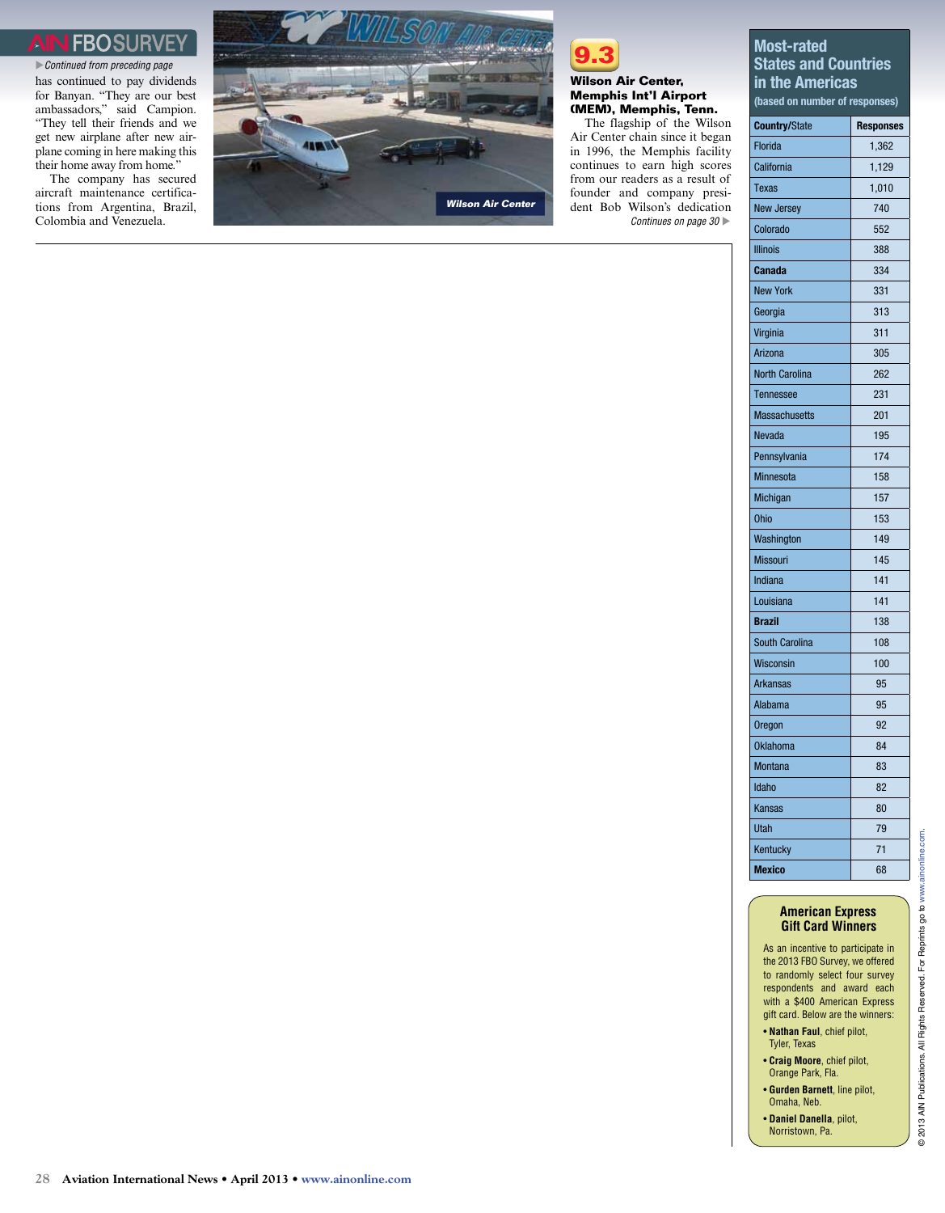*Continued from preceding page*

has continued to pay dividends for Banyan. "They are our best ambassadors," said Campion. "They tell their friends and we get new airplane after new airplane coming in here making this their home away from home."

The company has secured aircraft maintenance certifications from Argentina, Brazil, Colombia and Venezuela.

Wilson Air Center

**9.3**

**Wilson Air Center, Memphis Int'l Airport (MEM), Memphis, Tenn.**

The flagship of the Wilson Air Center chain since it began in 1996, the Memphis facility continues to earn high scores from our readers as a result of founder and company president Bob Wilson's dedication

*Continues on page 30*

## Most-rated States and Countries in the Americas

**(based on number of responses)**

| **Country**/State | **Responses** |
|---|---|
| Florida | 1,362 |
| California | 1,129 |
| Texas | 1,010 |
| New Jersey | 740 |
| Colorado | 552 |
| Illinois | 388 |
| **Canada** | 334 |
| New York | 331 |
| Georgia | 313 |
| Virginia | 311 |
| Arizona | 305 |
| North Carolina | 262 |
| Tennessee | 231 |
| Massachusetts | 201 |
| Nevada | 195 |
| Pennsylvania | 174 |
| Minnesota | 158 |
| Michigan | 157 |
| Ohio | 153 |
| Washington | 149 |
| Missouri | 145 |
| Indiana | 141 |
| Louisiana | 141 |
| **Brazil** | 138 |
| South Carolina | 108 |
| Wisconsin | 100 |
| Arkansas | 95 |
| Alabama | 95 |
| Oregon | 92 |
| Oklahoma | 84 |
| Montana | 83 |
| Idaho | 82 |
| Kansas | 80 |
| Utah | 79 |
| Kentucky | 71 |
| **Mexico** | 68 |

## American Express Gift Card Winners

As an incentive to participate in the 2013 FBO Survey, we offered to randomly select four survey respondents and award each with a $400 American Express gift card. Below are the winners:

- **Nathan Faul**, chief pilot, Tyler, Texas
- **Craig Moore**, chief pilot, Orange Park, Fla.
- **Gurden Barnett**, line pilot, Omaha, Neb.
- **Daniel Danella**, pilot, Norristown, Pa.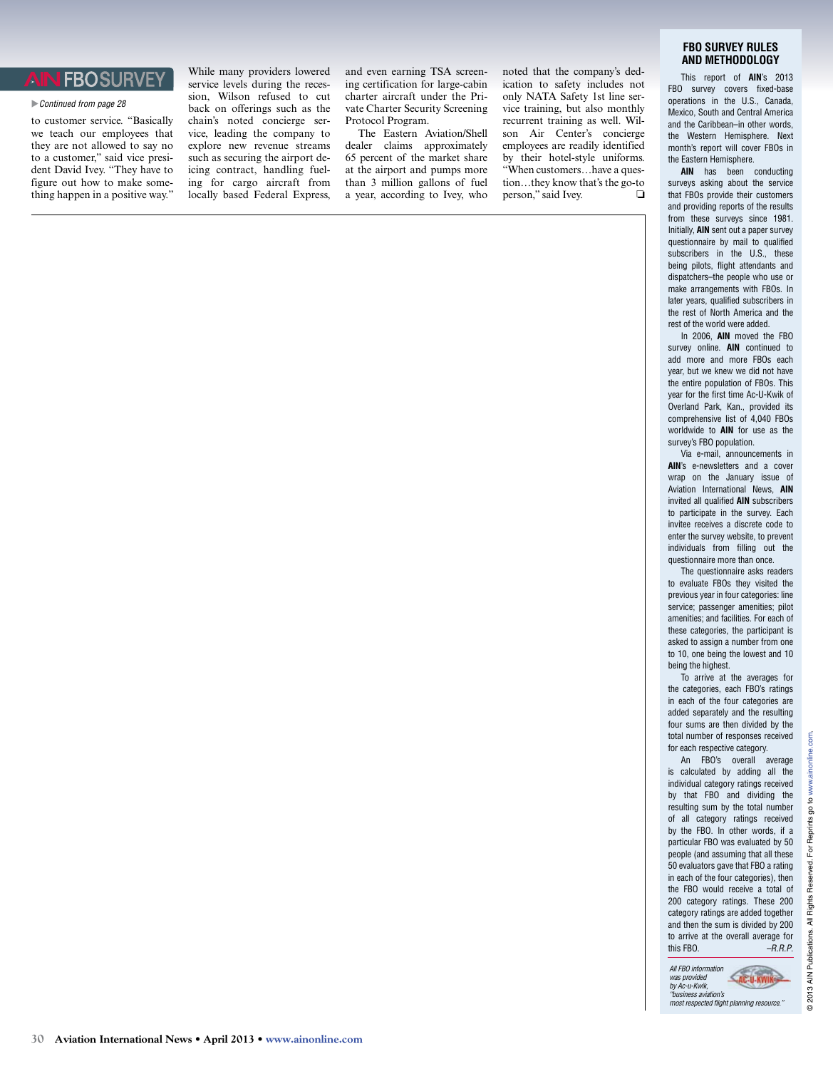AIN FBO SURVEY

*Continued from page 28*

to customer service. "Basically we teach our employees that they are not allowed to say no to a customer," said vice president David Ivey. "They have to figure out how to make something happen in a positive way."

While many providers lowered service levels during the recession, Wilson refused to cut back on offerings such as the chain's noted concierge service, leading the company to explore new revenue streams such as securing the airport deicing contract, handling fueling for cargo aircraft from locally based Federal Express, and even earning TSA screening certification for large-cabin charter aircraft under the Private Charter Security Screening Protocol Program.

The Eastern Aviation/Shell dealer claims approximately 65 percent of the market share at the airport and pumps more than 3 million gallons of fuel a year, according to Ivey, who noted that the company's dedication to safety includes not only NATA Safety 1st line service training, but also monthly recurrent training as well. Wilson Air Center's concierge employees are readily identified by their hotel-style uniforms. "When customers…have a question…they know that's the go-to person," said Ivey. ❑

## FBO SURVEY RULES AND METHODOLOGY

This report of **AIN**'s 2013 FBO survey covers fixed-base operations in the U.S., Canada, Mexico, South and Central America and the Caribbean–in other words, the Western Hemisphere. Next month's report will cover FBOs in the Eastern Hemisphere.

**AIN** has been conducting surveys asking about the service that FBOs provide their customers and providing reports of the results from these surveys since 1981. Initially, **AIN** sent out a paper survey questionnaire by mail to qualified subscribers in the U.S., these being pilots, flight attendants and dispatchers–the people who use or make arrangements with FBOs. In later years, qualified subscribers in the rest of North America and the rest of the world were added.

In 2006, **AIN** moved the FBO survey online. **AIN** continued to add more and more FBOs each year, but we knew we did not have the entire population of FBOs. This year for the first time Ac-U-Kwik of Overland Park, Kan., provided its comprehensive list of 4,040 FBOs worldwide to **AIN** for use as the survey's FBO population.

Via e-mail, announcements in **AIN**'s e-newsletters and a cover wrap on the January issue of Aviation International News, **AIN** invited all qualified **AIN** subscribers to participate in the survey. Each invitee receives a discrete code to enter the survey website, to prevent individuals from filling out the questionnaire more than once.

The questionnaire asks readers to evaluate FBOs they visited the previous year in four categories: line service; passenger amenities; pilot amenities; and facilities. For each of these categories, the participant is asked to assign a number from one to 10, one being the lowest and 10 being the highest.

To arrive at the averages for the categories, each FBO's ratings in each of the four categories are added separately and the resulting four sums are then divided by the total number of responses received for each respective category.

An FBO's overall average is calculated by adding all the individual category ratings received by that FBO and dividing the resulting sum by the total number of all category ratings received by the FBO. In other words, if a particular FBO was evaluated by 50 people (and assuming that all these 50 evaluators gave that FBO a rating in each of the four categories), then the FBO would receive a total of 200 category ratings. These 200 category ratings are added together and then the sum is divided by 200 to arrive at the overall average for this FBO. *–R.R.P.*

*All FBO information was provided by Ac-u-Kwik, "business aviation's most respected flight planning resource."*

AC-U-KWIK

© 2013 AIN Publications. All Rights Reserved. For Reprints go to www.ainonline.com.